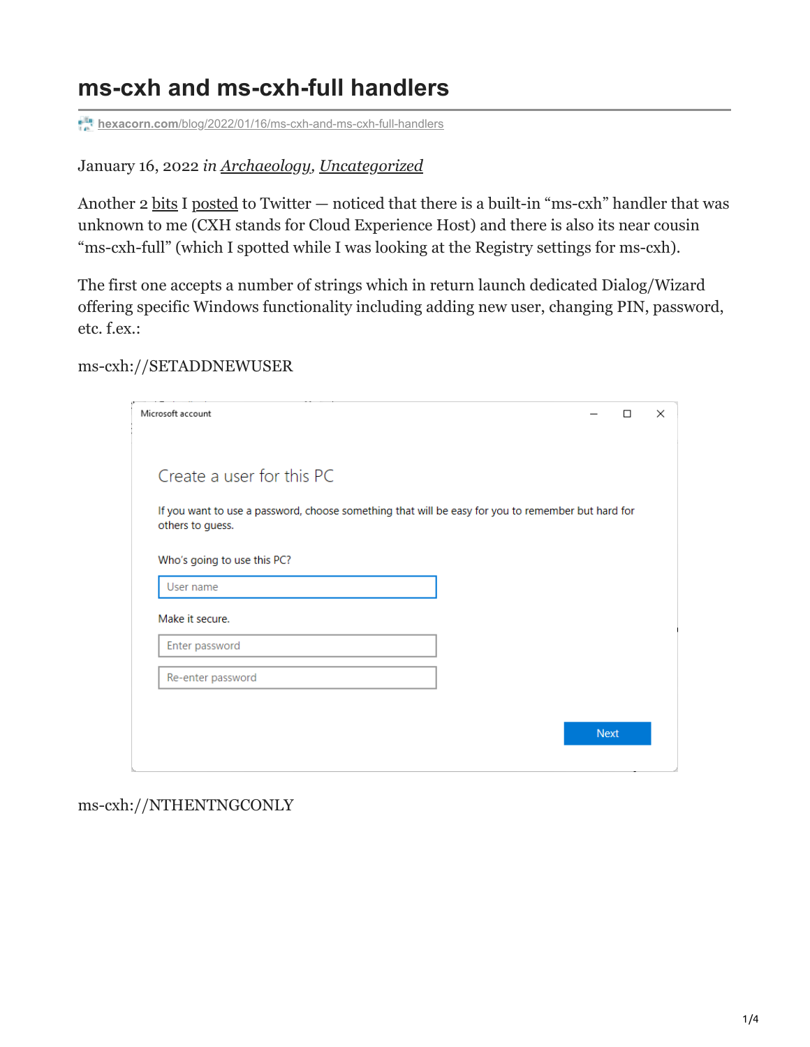# ms-cxh and ms-cxh-full handlers

hexacorn.com/blog/2022/01/16/ms-cxh-and-ms-cxh-full-handlers

January 16, 2022 *in* Archaeology, Uncategorized

Another 2 bits I posted to Twitter — noticed that there is a built-in "ms-cxh" handler that was unknown to me (CXH stands for Cloud Experience Host) and there is also its near cousin "ms-cxh-full" (which I spotted while I was looking at the Registry settings for ms-cxh).

The first one accepts a number of strings which in return launch dedicated Dialog/Wizard offering specific Windows functionality including adding new user, changing PIN, password, etc. f.ex.:

ms-cxh://SETADDNEWUSER

ms-cxh://NTHENTNGCONLY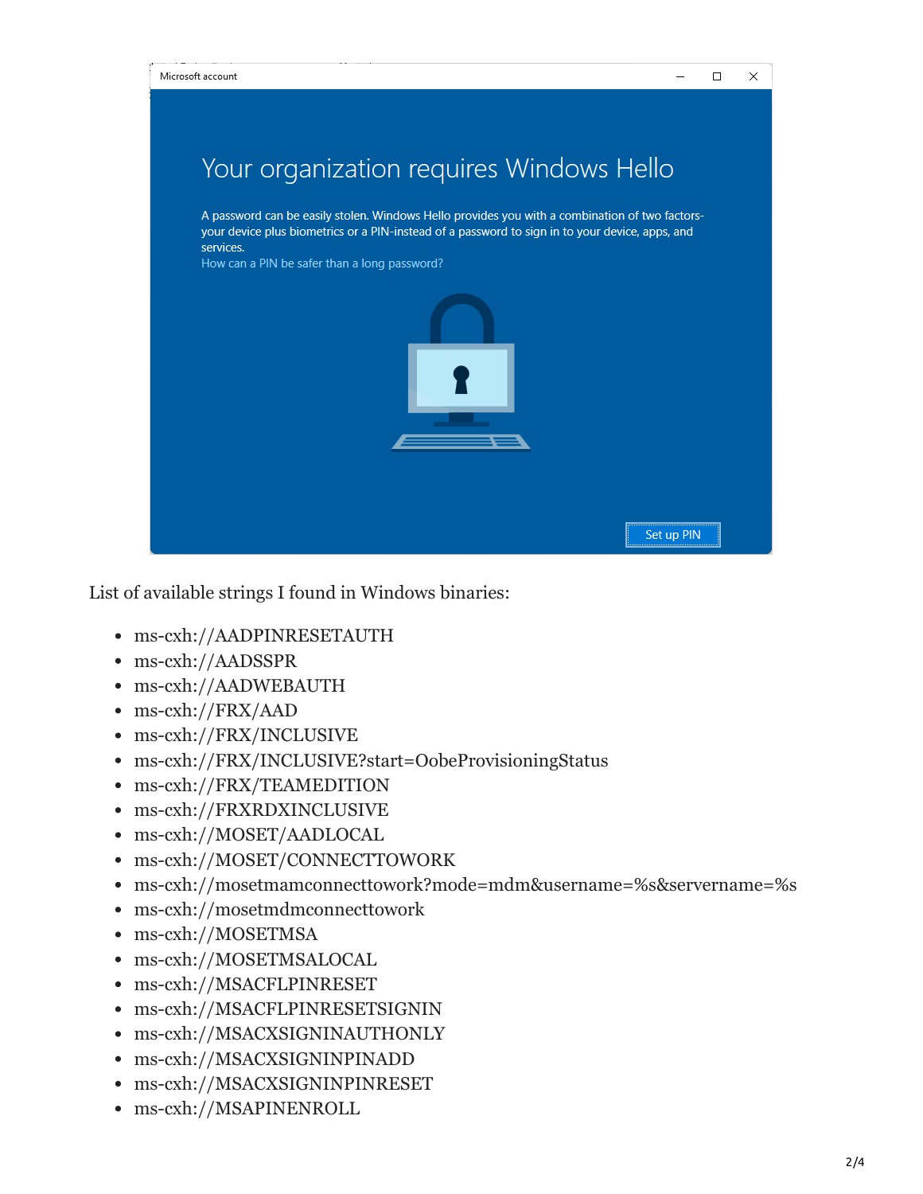List of available strings I found in Windows binaries:

- ms-cxh://AADPINRESETAUTH
- ms-cxh://AADSSPR
- ms-cxh://AADWEBAUTH
- ms-cxh://FRX/AAD
- ms-cxh://FRX/INCLUSIVE
- ms-cxh://FRX/INCLUSIVE?start=OobeProvisioningStatus
- ms-cxh://FRX/TEAMEDITION
- ms-cxh://FRXRDXINCLUSIVE
- ms-cxh://MOSET/AADLOCAL
- ms-cxh://MOSET/CONNECTTOWORK
- ms-cxh://mosetmamconnecttowork?mode=mdm&username=%s&servername=%s
- ms-cxh://mosetmdmconnecttowork
- ms-cxh://MOSETMSA
- ms-cxh://MOSETMSALOCAL
- ms-cxh://MSACFLPINRESET
- ms-cxh://MSACFLPINRESETSIGNIN
- ms-cxh://MSACXSIGNINAUTHONLY
- ms-cxh://MSACXSIGNINPINADD
- ms-cxh://MSACXSIGNINPINRESET
- ms-cxh://MSAPINENROLL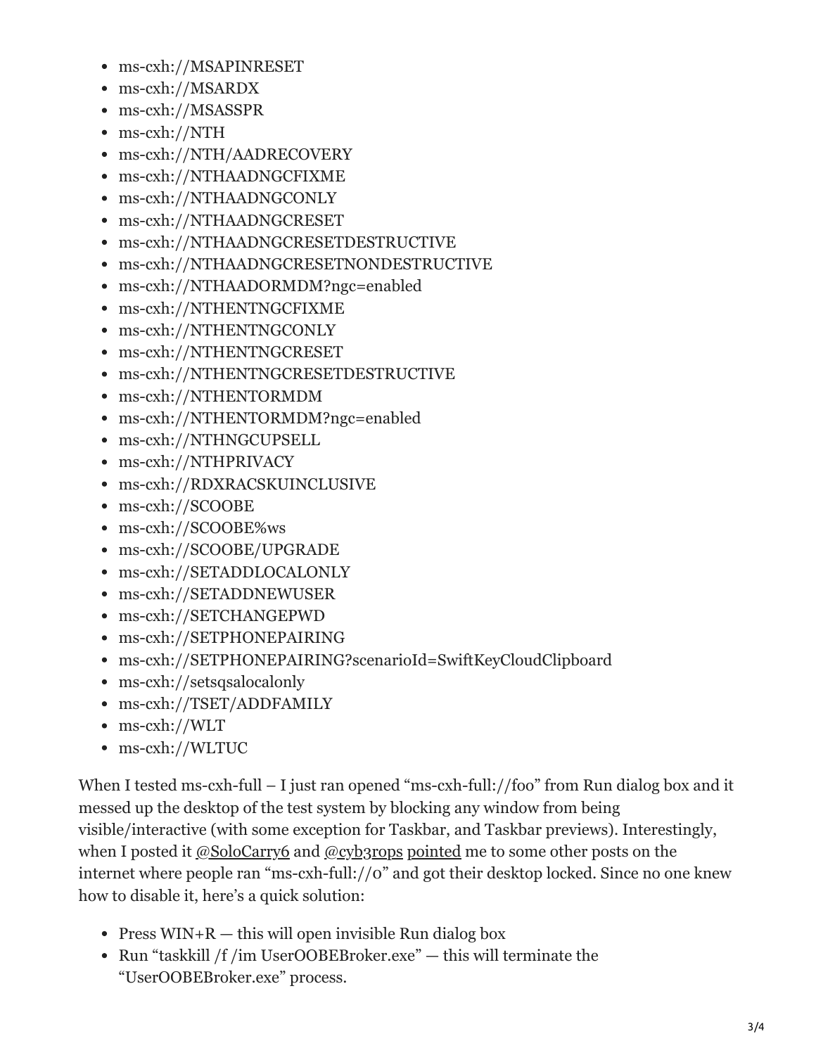- ms-cxh://MSAPINRESET
- ms-cxh://MSARDX
- ms-cxh://MSASSPR
- ms-cxh://NTH
- ms-cxh://NTH/AADRECOVERY
- ms-cxh://NTHAADNGCFIXME
- ms-cxh://NTHAADNGCONLY
- ms-cxh://NTHAADNGCRESET
- ms-cxh://NTHAADNGCRESETDESTRUCTIVE
- ms-cxh://NTHAADNGCRESETNONDESTRUCTIVE
- ms-cxh://NTHAADORMDM?ngc=enabled
- ms-cxh://NTHENTNGCFIXME
- ms-cxh://NTHENTNGCONLY
- ms-cxh://NTHENTNGCRESET
- ms-cxh://NTHENTNGCRESETDESTRUCTIVE
- ms-cxh://NTHENTORMDM
- ms-cxh://NTHENTORMDM?ngc=enabled
- ms-cxh://NTHNGCUPSELL
- ms-cxh://NTHPRIVACY
- ms-cxh://RDXRACSKUINCLUSIVE
- ms-cxh://SCOOBE
- ms-cxh://SCOOBE%ws
- ms-cxh://SCOOBE/UPGRADE
- ms-cxh://SETADDLOCALONLY
- ms-cxh://SETADDNEWUSER
- ms-cxh://SETCHANGEPWD
- ms-cxh://SETPHONEPAIRING
- ms-cxh://SETPHONEPAIRING?scenarioId=SwiftKeyCloudClipboard
- ms-cxh://setsqsalocalonly
- ms-cxh://TSET/ADDFAMILY
- ms-cxh://WLT
- ms-cxh://WLTUC

When I tested ms-cxh-full – I just ran opened "ms-cxh-full://foo" from Run dialog box and it messed up the desktop of the test system by blocking any window from being visible/interactive (with some exception for Taskbar, and Taskbar previews). Interestingly, when I posted it @SoloCarry6 and @cyb3rops pointed me to some other posts on the internet where people ran "ms-cxh-full://0" and got their desktop locked. Since no one knew how to disable it, here's a quick solution:

- Press WIN+R — this will open invisible Run dialog box
- Run "taskkill /f /im UserOOBEBroker.exe" — this will terminate the "UserOOBEBroker.exe" process.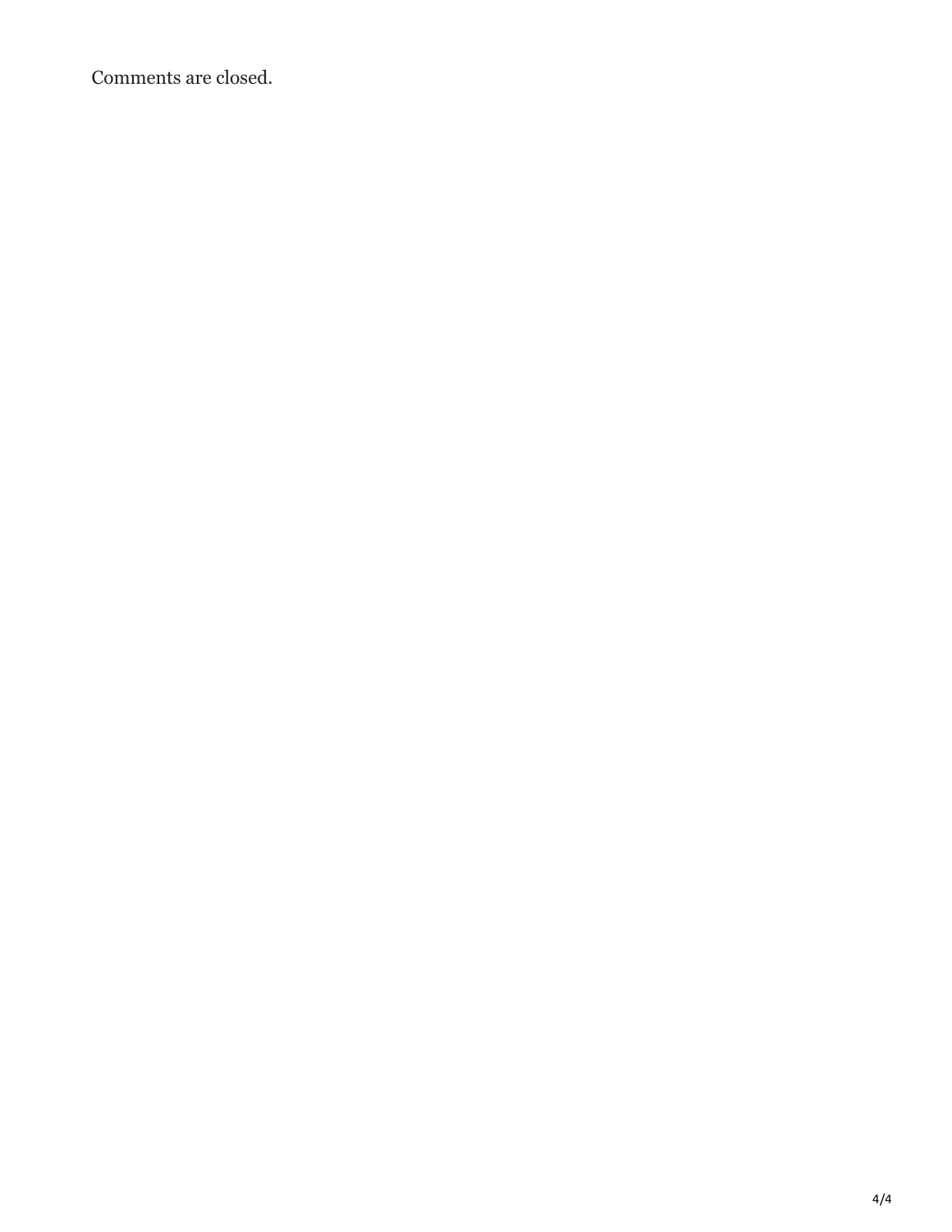Comments are closed.